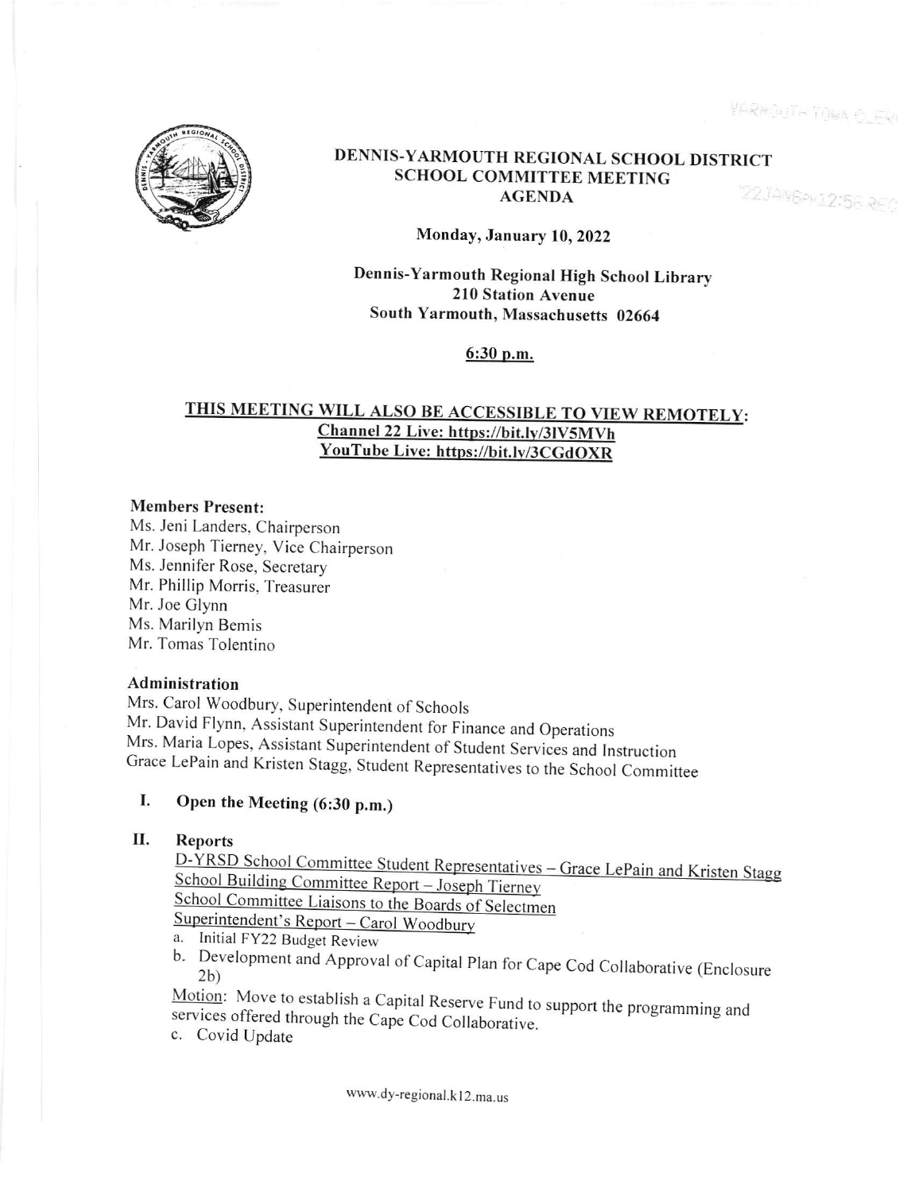# DENNIS-YARMOUTH REGIONAL SCHOOL DISTRICT
## SCHOOL COMMITTEE MEETING
## AGENDA

**Monday, January 10, 2022**

**Dennis-Yarmouth Regional High School Library**
**210 Station Avenue**
**South Yarmouth, Massachusetts 02664**

**6:30 p.m.**

**THIS MEETING WILL ALSO BE ACCESSIBLE TO VIEW REMOTELY:**
**Channel 22 Live: https://bit.ly/3lV5MVh**
**YouTube Live: https://bit.ly/3CGdOXR**

**Members Present:**
Ms. Jeni Landers, Chairperson
Mr. Joseph Tierney, Vice Chairperson
Ms. Jennifer Rose, Secretary
Mr. Phillip Morris, Treasurer
Mr. Joe Glynn
Ms. Marilyn Bemis
Mr. Tomas Tolentino

**Administration**
Mrs. Carol Woodbury, Superintendent of Schools
Mr. David Flynn, Assistant Superintendent for Finance and Operations
Mrs. Maria Lopes, Assistant Superintendent of Student Services and Instruction
Grace LePain and Kristen Stagg, Student Representatives to the School Committee

**I. Open the Meeting (6:30 p.m.)**

**II. Reports**

D-YRSD School Committee Student Representatives – Grace LePain and Kristen Stagg
School Building Committee Report – Joseph Tierney
School Committee Liaisons to the Boards of Selectmen
Superintendent's Report – Carol Woodbury

a. Initial FY22 Budget Review
b. Development and Approval of Capital Plan for Cape Cod Collaborative (Enclosure 2b)

Motion: Move to establish a Capital Reserve Fund to support the programming and services offered through the Cape Cod Collaborative.

c. Covid Update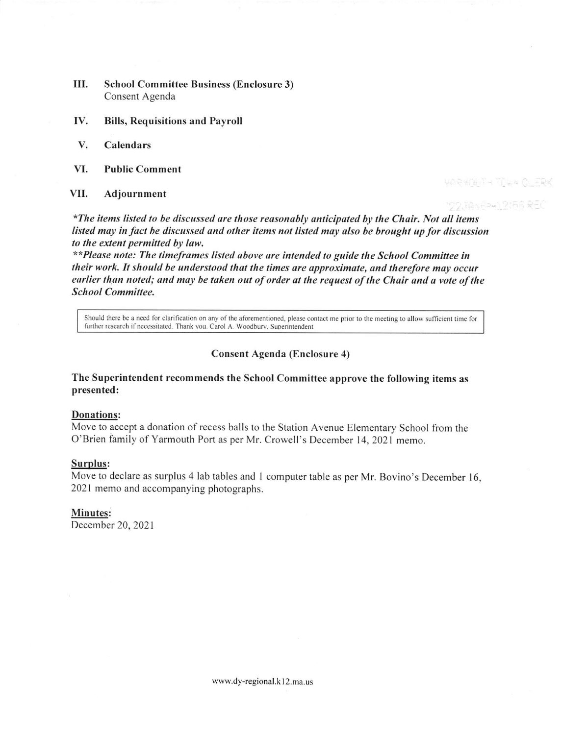**III. School Committee Business (Enclosure 3)**
Consent Agenda

**IV. Bills, Requisitions and Payroll**

**V. Calendars**

**VI. Public Comment**

**VII. Adjournment**

YARMOUTH TOWN CLERK
'22JAN6PM12:56 REC

***The items listed to be discussed are those reasonably anticipated by the Chair. Not all items listed may in fact be discussed and other items not listed may also be brought up for discussion to the extent permitted by law.***

*****Please note: The timeframes listed above are intended to guide the School Committee in their work. It should be understood that the times are approximate, and therefore may occur earlier than noted; and may be taken out of order at the request of the Chair and a vote of the School Committee.***

> Should there be a need for clarification on any of the aforementioned, please contact me prior to the meeting to allow sufficient time for further research if necessitated. Thank you. Carol A. Woodbury, Superintendent

### Consent Agenda (Enclosure 4)

**The Superintendent recommends the School Committee approve the following items as presented:**

**Donations:**
Move to accept a donation of recess balls to the Station Avenue Elementary School from the O'Brien family of Yarmouth Port as per Mr. Crowell's December 14, 2021 memo.

**Surplus:**
Move to declare as surplus 4 lab tables and 1 computer table as per Mr. Bovino's December 16, 2021 memo and accompanying photographs.

**Minutes:**
December 20, 2021

www.dy-regional.k12.ma.us